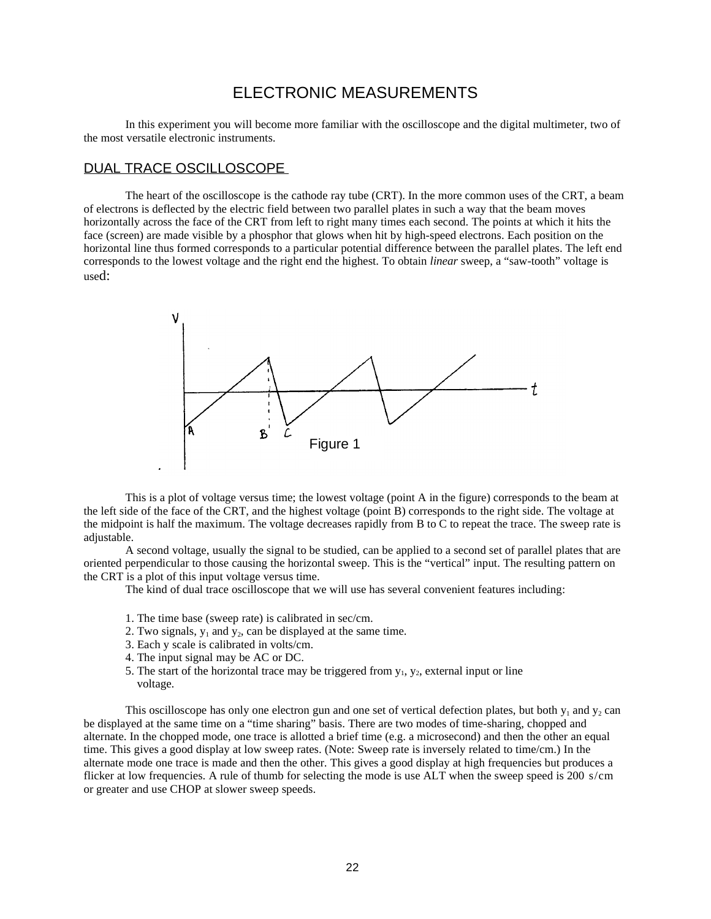# ELECTRONIC MEASUREMENTS

In this experiment you will become more familiar with the oscilloscope and the digital multimeter, two of the most versatile electronic instruments.

## DUAL TRACE OSCILLOSCOPE

The heart of the oscilloscope is the cathode ray tube (CRT). In the more common uses of the CRT, a beam of electrons is deflected by the electric field between two parallel plates in such a way that the beam moves horizontally across the face of the CRT from left to right many times each second. The points at which it hits the face (screen) are made visible by a phosphor that glows when hit by high-speed electrons. Each position on the horizontal line thus formed corresponds to a particular potential difference between the parallel plates. The left end corresponds to the lowest voltage and the right end the highest. To obtain *linear* sweep, a "saw-tooth" voltage is used:

Figure 1

This is a plot of voltage versus time; the lowest voltage (point A in the figure) corresponds to the beam at the left side of the face of the CRT, and the highest voltage (point B) corresponds to the right side. The voltage at the midpoint is half the maximum. The voltage decreases rapidly from B to C to repeat the trace. The sweep rate is adjustable.

A second voltage, usually the signal to be studied, can be applied to a second set of parallel plates that are oriented perpendicular to those causing the horizontal sweep. This is the "vertical" input. The resulting pattern on the CRT is a plot of this input voltage versus time.

The kind of dual trace oscilloscope that we will use has several convenient features including:

1. The time base (sweep rate) is calibrated in sec/cm.
2. Two signals, $y_1$ and $y_2$, can be displayed at the same time.
3. Each y scale is calibrated in volts/cm.
4. The input signal may be AC or DC.
5. The start of the horizontal trace may be triggered from $y_1$, $y_2$, external input or line voltage.

This oscilloscope has only one electron gun and one set of vertical defection plates, but both $y_1$ and $y_2$ can be displayed at the same time on a "time sharing" basis. There are two modes of time-sharing, chopped and alternate. In the chopped mode, one trace is allotted a brief time (e.g. a microsecond) and then the other an equal time. This gives a good display at low sweep rates. (Note: Sweep rate is inversely related to time/cm.) In the alternate mode one trace is made and then the other. This gives a good display at high frequencies but produces a flicker at low frequencies. A rule of thumb for selecting the mode is use ALT when the sweep speed is 200 s/cm or greater and use CHOP at slower sweep speeds.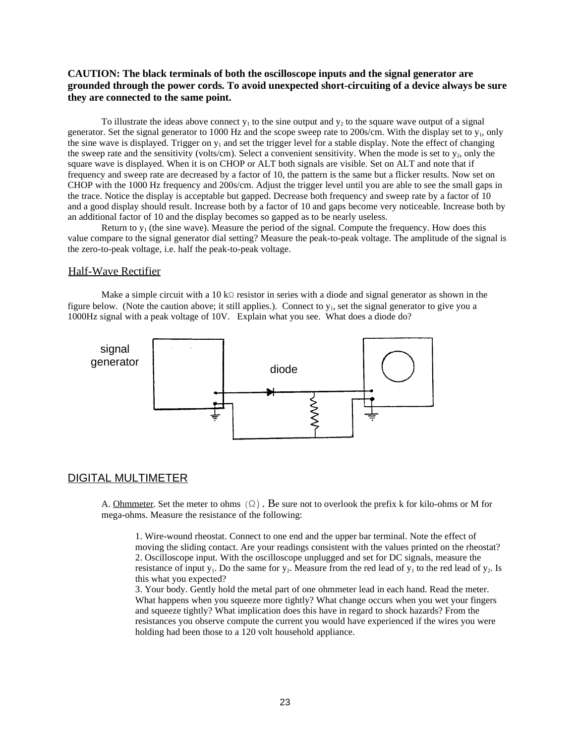**CAUTION: The black terminals of both the oscilloscope inputs and the signal generator are grounded through the power cords. To avoid unexpected short-circuiting of a device always be sure they are connected to the same point.**

To illustrate the ideas above connect $y_1$ to the sine output and $y_2$ to the square wave output of a signal generator. Set the signal generator to 1000 Hz and the scope sweep rate to 200s/cm. With the display set to $y_1$, only the sine wave is displayed. Trigger on $y_1$ and set the trigger level for a stable display. Note the effect of changing the sweep rate and the sensitivity (volts/cm). Select a convenient sensitivity. When the mode is set to $y_2$, only the square wave is displayed. When it is on CHOP or ALT both signals are visible. Set on ALT and note that if frequency and sweep rate are decreased by a factor of 10, the pattern is the same but a flicker results. Now set on CHOP with the 1000 Hz frequency and 200s/cm. Adjust the trigger level until you are able to see the small gaps in the trace. Notice the display is acceptable but gapped. Decrease both frequency and sweep rate by a factor of 10 and a good display should result. Increase both by a factor of 10 and gaps become very noticeable. Increase both by an additional factor of 10 and the display becomes so gapped as to be nearly useless.

Return to $y_1$ (the sine wave). Measure the period of the signal. Compute the frequency. How does this value compare to the signal generator dial setting? Measure the peak-to-peak voltage. The amplitude of the signal is the zero-to-peak voltage, i.e. half the peak-to-peak voltage.

## Half-Wave Rectifier

Make a simple circuit with a 10 kΩ resistor in series with a diode and signal generator as shown in the figure below. (Note the caution above; it still applies.). Connect to $y_1$, set the signal generator to give you a 1000Hz signal with a peak voltage of 10V. Explain what you see. What does a diode do?

signal generator

diode

## DIGITAL MULTIMETER

A. Ohmmeter. Set the meter to ohms (Ω). Be sure not to overlook the prefix k for kilo-ohms or M for mega-ohms. Measure the resistance of the following:

1. Wire-wound rheostat. Connect to one end and the upper bar terminal. Note the effect of moving the sliding contact. Are your readings consistent with the values printed on the rheostat?
2. Oscilloscope input. With the oscilloscope unplugged and set for DC signals, measure the resistance of input $y_1$. Do the same for $y_2$. Measure from the red lead of $y_1$ to the red lead of $y_2$. Is this what you expected?
3. Your body. Gently hold the metal part of one ohmmeter lead in each hand. Read the meter. What happens when you squeeze more tightly? What change occurs when you wet your fingers and squeeze tightly? What implication does this have in regard to shock hazards? From the resistances you observe compute the current you would have experienced if the wires you were holding had been those to a 120 volt household appliance.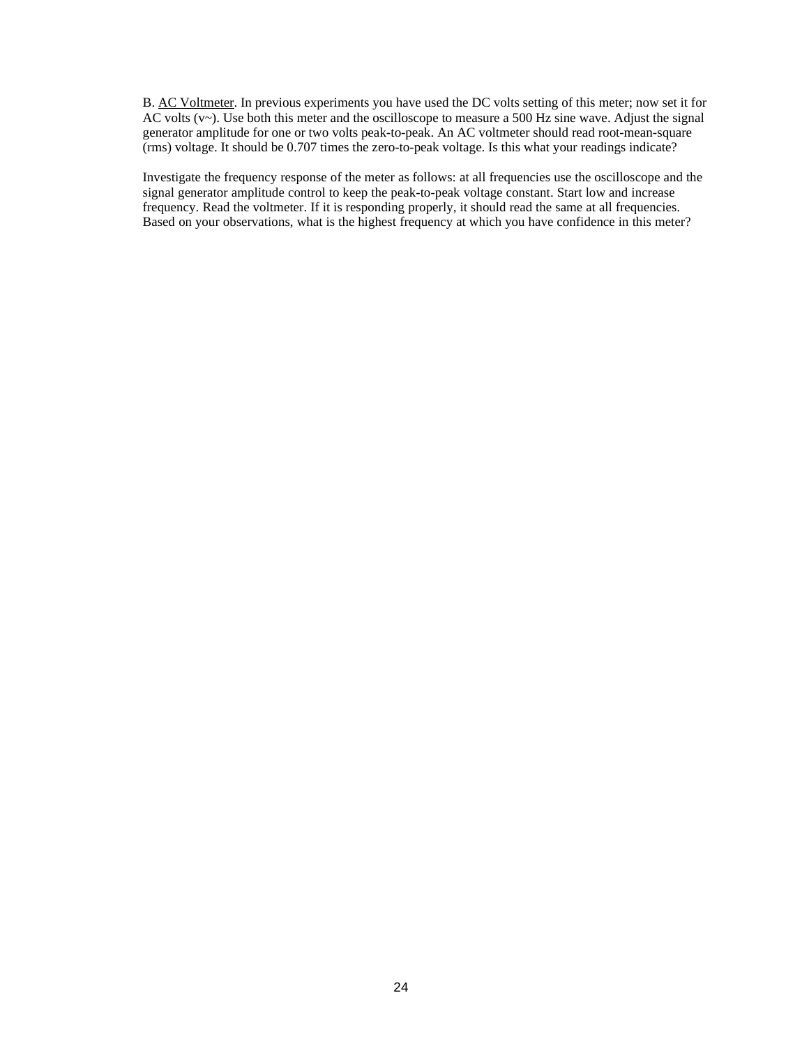B. <u>AC Voltmeter</u>. In previous experiments you have used the DC volts setting of this meter; now set it for AC volts (v~). Use both this meter and the oscilloscope to measure a 500 Hz sine wave. Adjust the signal generator amplitude for one or two volts peak-to-peak. An AC voltmeter should read root-mean-square (rms) voltage. It should be 0.707 times the zero-to-peak voltage. Is this what your readings indicate?

Investigate the frequency response of the meter as follows: at all frequencies use the oscilloscope and the signal generator amplitude control to keep the peak-to-peak voltage constant. Start low and increase frequency. Read the voltmeter. If it is responding properly, it should read the same at all frequencies. Based on your observations, what is the highest frequency at which you have confidence in this meter?